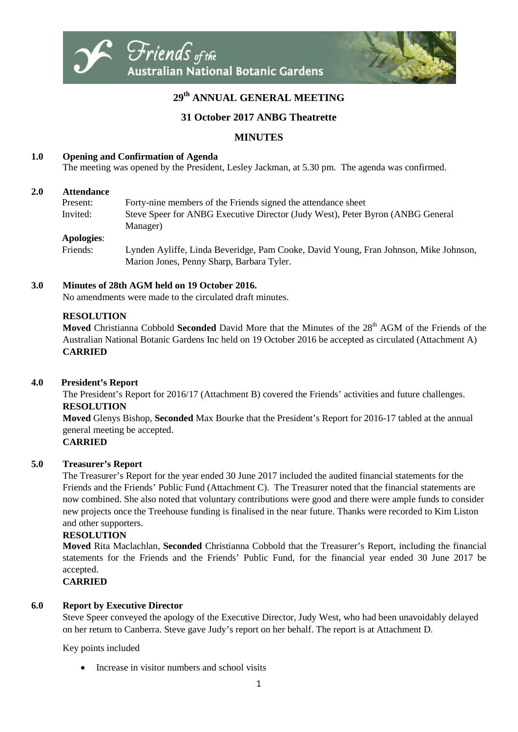Friends of the Australian National Botanic Gardens

# 29th ANNUAL GENERAL MEETING

## 31 October 2017 ANBG Theatrette

## MINUTES

**1.0 Opening and Confirmation of Agenda**

The meeting was opened by the President, Lesley Jackman, at 5.30 pm. The agenda was confirmed.

**2.0 Attendance**

Present: Forty-nine members of the Friends signed the attendance sheet

Invited: Steve Speer for ANBG Executive Director (Judy West), Peter Byron (ANBG General Manager)

**Apologies**:

Friends: Lynden Ayliffe, Linda Beveridge, Pam Cooke, David Young, Fran Johnson, Mike Johnson, Marion Jones, Penny Sharp, Barbara Tyler.

**3.0 Minutes of 28th AGM held on 19 October 2016.**

No amendments were made to the circulated draft minutes.

**RESOLUTION**

**Moved** Christianna Cobbold **Seconded** David More that the Minutes of the 28th AGM of the Friends of the Australian National Botanic Gardens Inc held on 19 October 2016 be accepted as circulated (Attachment A)

**CARRIED**

**4.0 President's Report**

The President's Report for 2016/17 (Attachment B) covered the Friends' activities and future challenges.

**RESOLUTION**

**Moved** Glenys Bishop, **Seconded** Max Bourke that the President's Report for 2016-17 tabled at the annual general meeting be accepted.

**CARRIED**

**5.0 Treasurer's Report**

The Treasurer's Report for the year ended 30 June 2017 included the audited financial statements for the Friends and the Friends' Public Fund (Attachment C). The Treasurer noted that the financial statements are now combined. She also noted that voluntary contributions were good and there were ample funds to consider new projects once the Treehouse funding is finalised in the near future. Thanks were recorded to Kim Liston and other supporters.

**RESOLUTION**

**Moved** Rita Maclachlan, **Seconded** Christianna Cobbold that the Treasurer's Report, including the financial statements for the Friends and the Friends' Public Fund, for the financial year ended 30 June 2017 be accepted.

**CARRIED**

**6.0 Report by Executive Director**

Steve Speer conveyed the apology of the Executive Director, Judy West, who had been unavoidably delayed on her return to Canberra. Steve gave Judy's report on her behalf. The report is at Attachment D.

Key points included

- Increase in visitor numbers and school visits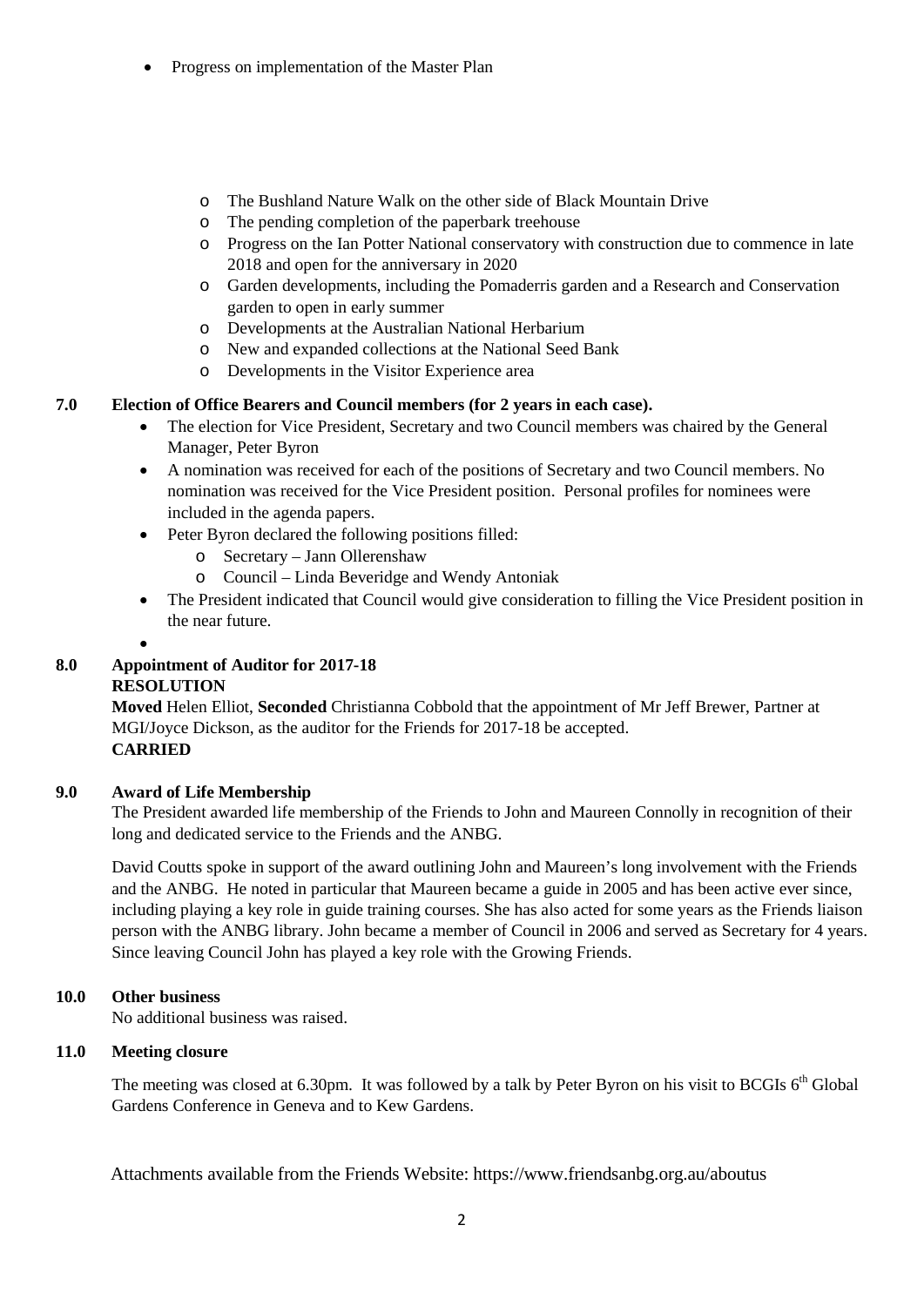- Progress on implementation of the Master Plan

    - The Bushland Nature Walk on the other side of Black Mountain Drive
    - The pending completion of the paperbark treehouse
    - Progress on the Ian Potter National conservatory with construction due to commence in late 2018 and open for the anniversary in 2020
    - Garden developments, including the Pomaderris garden and a Research and Conservation garden to open in early summer
    - Developments at the Australian National Herbarium
    - New and expanded collections at the National Seed Bank
    - Developments in the Visitor Experience area

**7.0 Election of Office Bearers and Council members (for 2 years in each case).**

- The election for Vice President, Secretary and two Council members was chaired by the General Manager, Peter Byron
- A nomination was received for each of the positions of Secretary and two Council members. No nomination was received for the Vice President position. Personal profiles for nominees were included in the agenda papers.
- Peter Byron declared the following positions filled:
    - Secretary – Jann Ollerenshaw
    - Council – Linda Beveridge and Wendy Antoniak
- The President indicated that Council would give consideration to filling the Vice President position in the near future.

**8.0 Appointment of Auditor for 2017-18**

**RESOLUTION**

**Moved** Helen Elliot, **Seconded** Christianna Cobbold that the appointment of Mr Jeff Brewer, Partner at MGI/Joyce Dickson, as the auditor for the Friends for 2017-18 be accepted.

**CARRIED**

**9.0 Award of Life Membership**

The President awarded life membership of the Friends to John and Maureen Connolly in recognition of their long and dedicated service to the Friends and the ANBG.

David Coutts spoke in support of the award outlining John and Maureen's long involvement with the Friends and the ANBG. He noted in particular that Maureen became a guide in 2005 and has been active ever since, including playing a key role in guide training courses. She has also acted for some years as the Friends liaison person with the ANBG library. John became a member of Council in 2006 and served as Secretary for 4 years. Since leaving Council John has played a key role with the Growing Friends.

**10.0 Other business**

No additional business was raised.

**11.0 Meeting closure**

The meeting was closed at 6.30pm. It was followed by a talk by Peter Byron on his visit to BCGIs 6th Global Gardens Conference in Geneva and to Kew Gardens.

Attachments available from the Friends Website: https://www.friendsanbg.org.au/aboutus